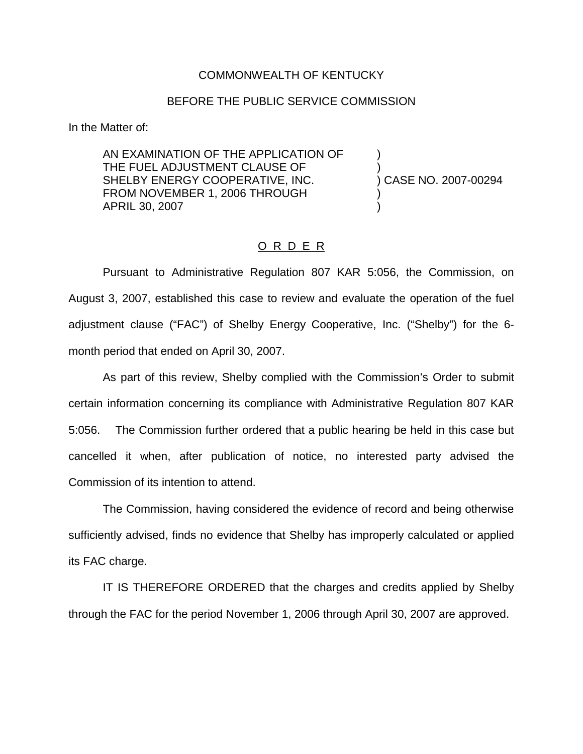COMMONWEALTH OF KENTUCKY

BEFORE THE PUBLIC SERVICE COMMISSION

In the Matter of:

AN EXAMINATION OF THE APPLICATION OF )
THE FUEL ADJUSTMENT CLAUSE OF )
SHELBY ENERGY COOPERATIVE, INC. ) CASE NO. 2007-00294
FROM NOVEMBER 1, 2006 THROUGH )
APRIL 30, 2007 )

O R D E R

Pursuant to Administrative Regulation 807 KAR 5:056, the Commission, on August 3, 2007, established this case to review and evaluate the operation of the fuel adjustment clause ("FAC") of Shelby Energy Cooperative, Inc. ("Shelby") for the 6-month period that ended on April 30, 2007.

As part of this review, Shelby complied with the Commission's Order to submit certain information concerning its compliance with Administrative Regulation 807 KAR 5:056. The Commission further ordered that a public hearing be held in this case but cancelled it when, after publication of notice, no interested party advised the Commission of its intention to attend.

The Commission, having considered the evidence of record and being otherwise sufficiently advised, finds no evidence that Shelby has improperly calculated or applied its FAC charge.

IT IS THEREFORE ORDERED that the charges and credits applied by Shelby through the FAC for the period November 1, 2006 through April 30, 2007 are approved.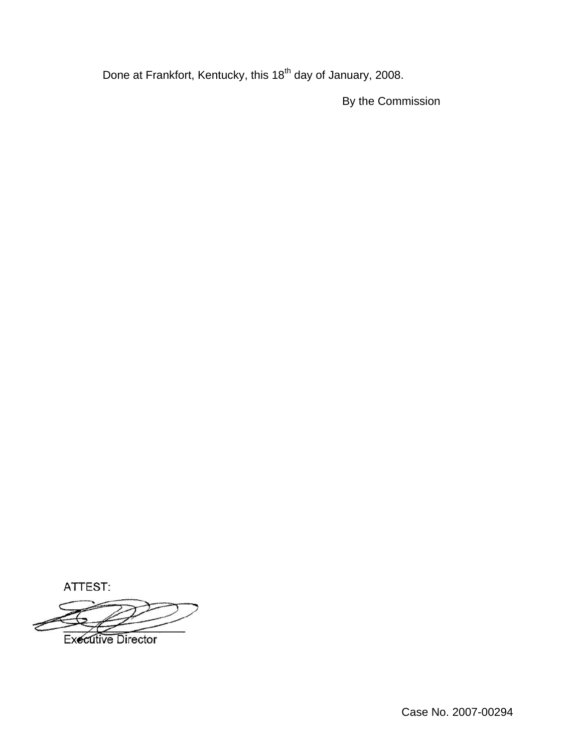Done at Frankfort, Kentucky, this 18th day of January, 2008.

By the Commission

ATTEST:

Executive Director

Case No. 2007-00294